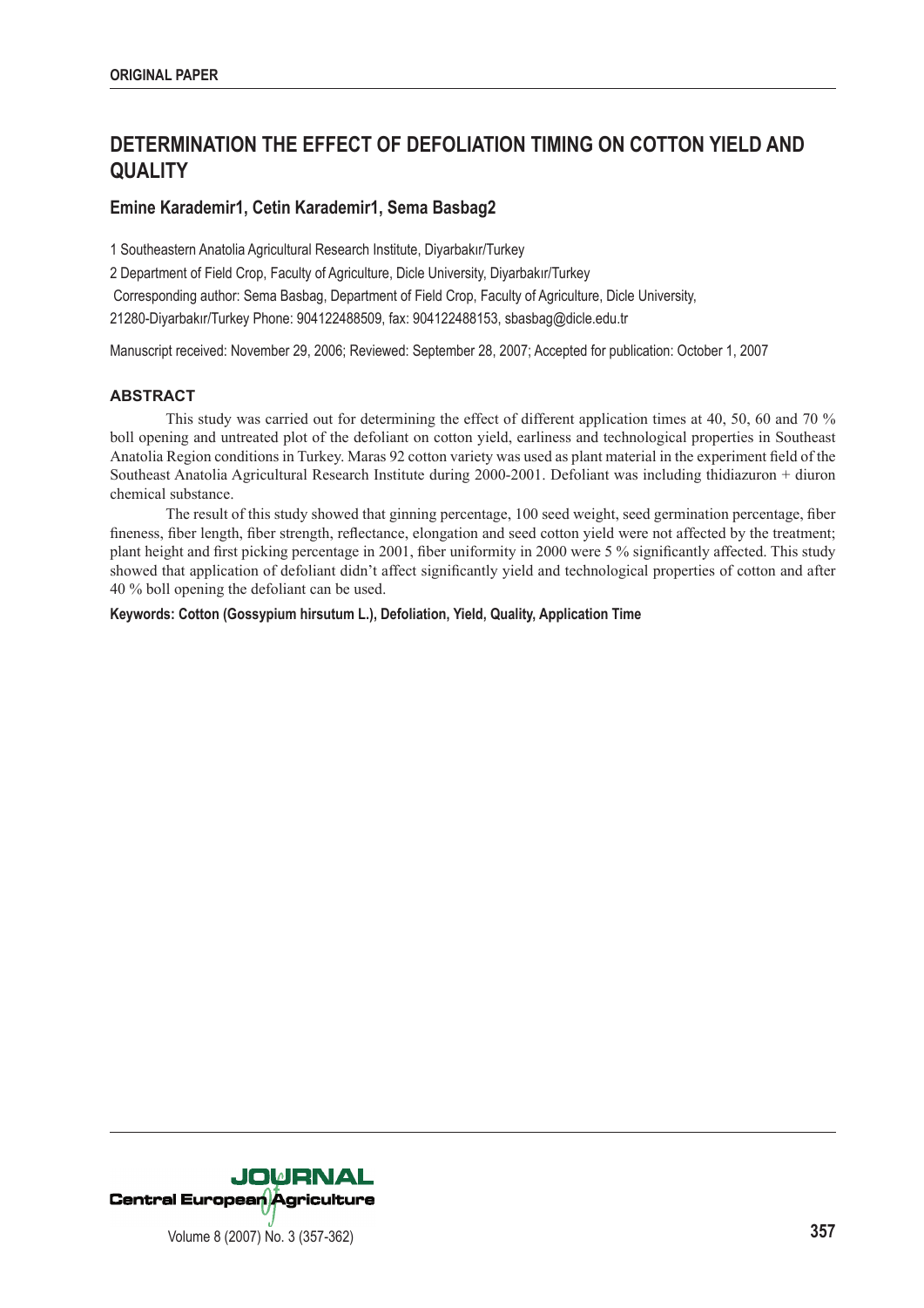**ORIGINAL PAPER**

# DETERMINATION THE EFFECT OF DEFOLIATION TIMING ON COTTON YIELD AND QUALITY

### Emine Karademir1, Cetin Karademir1, Sema Basbag2

1 Southeastern Anatolia Agricultural Research Institute, Diyarbakır/Turkey

2 Department of Field Crop, Faculty of Agriculture, Dicle University, Diyarbakır/Turkey

Corresponding author: Sema Basbag, Department of Field Crop, Faculty of Agriculture, Dicle University, 21280-Diyarbakır/Turkey Phone: 904122488509, fax: 904122488153, sbasbag@dicle.edu.tr

Manuscript received: November 29, 2006; Reviewed: September 28, 2007; Accepted for publication: October 1, 2007

## ABSTRACT

This study was carried out for determining the effect of different application times at 40, 50, 60 and 70 % boll opening and untreated plot of the defoliant on cotton yield, earliness and technological properties in Southeast Anatolia Region conditions in Turkey. Maras 92 cotton variety was used as plant material in the experiment field of the Southeast Anatolia Agricultural Research Institute during 2000-2001. Defoliant was including thidiazuron + diuron chemical substance.

The result of this study showed that ginning percentage, 100 seed weight, seed germination percentage, fiber fineness, fiber length, fiber strength, reflectance, elongation and seed cotton yield were not affected by the treatment; plant height and first picking percentage in 2001, fiber uniformity in 2000 were 5 % significantly affected. This study showed that application of defoliant didn't affect significantly yield and technological properties of cotton and after 40 % boll opening the defoliant can be used.

**Keywords: Cotton (Gossypium hirsutum L.), Defoliation, Yield, Quality, Application Time**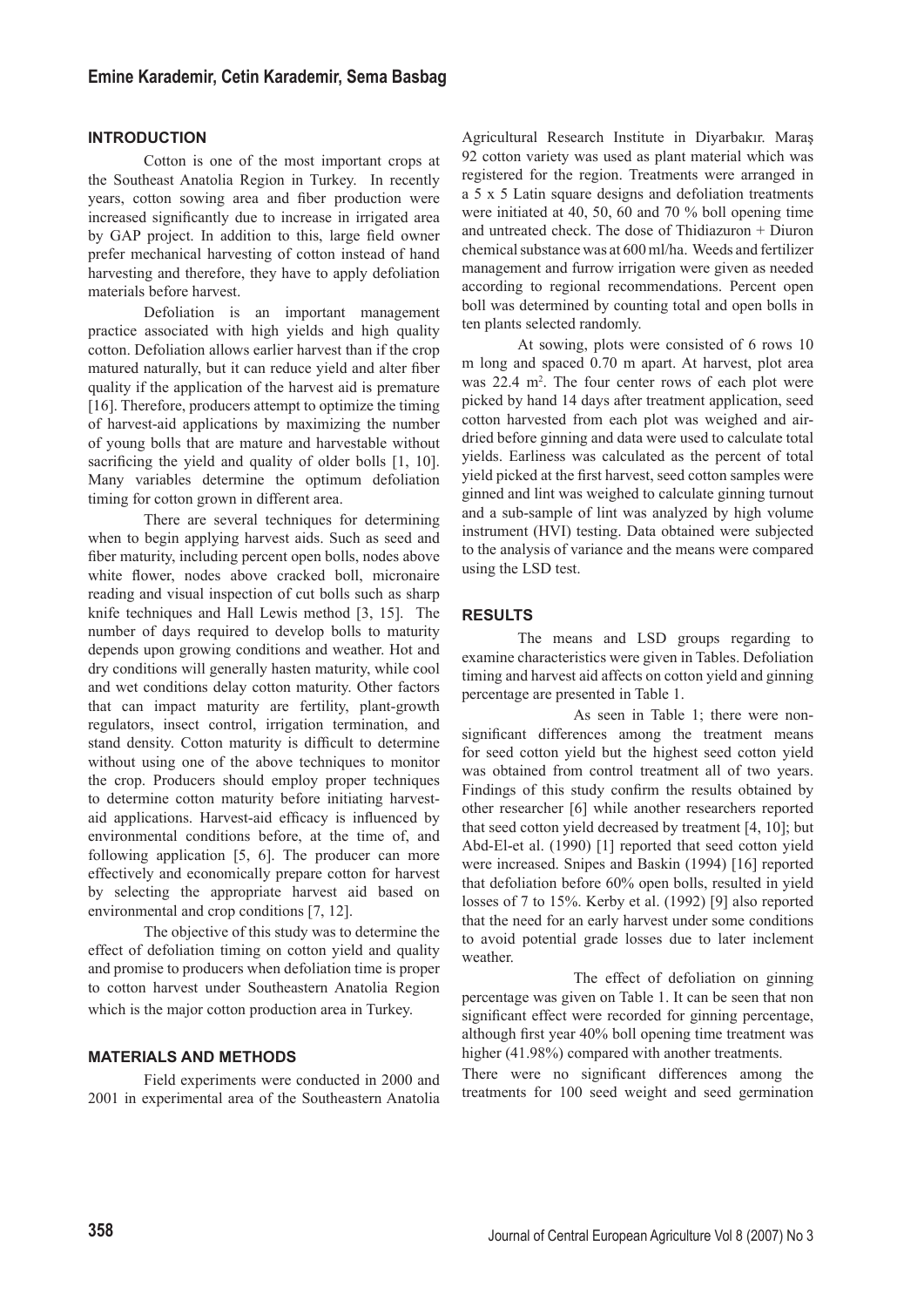## INTRODUCTION

Cotton is one of the most important crops at the Southeast Anatolia Region in Turkey. In recently years, cotton sowing area and fiber production were increased significantly due to increase in irrigated area by GAP project. In addition to this, large field owner prefer mechanical harvesting of cotton instead of hand harvesting and therefore, they have to apply defoliation materials before harvest.

Defoliation is an important management practice associated with high yields and high quality cotton. Defoliation allows earlier harvest than if the crop matured naturally, but it can reduce yield and alter fiber quality if the application of the harvest aid is premature [16]. Therefore, producers attempt to optimize the timing of harvest-aid applications by maximizing the number of young bolls that are mature and harvestable without sacrificing the yield and quality of older bolls [1, 10]. Many variables determine the optimum defoliation timing for cotton grown in different area.

There are several techniques for determining when to begin applying harvest aids. Such as seed and fiber maturity, including percent open bolls, nodes above white flower, nodes above cracked boll, micronaire reading and visual inspection of cut bolls such as sharp knife techniques and Hall Lewis method [3, 15]. The number of days required to develop bolls to maturity depends upon growing conditions and weather. Hot and dry conditions will generally hasten maturity, while cool and wet conditions delay cotton maturity. Other factors that can impact maturity are fertility, plant-growth regulators, insect control, irrigation termination, and stand density. Cotton maturity is difficult to determine without using one of the above techniques to monitor the crop. Producers should employ proper techniques to determine cotton maturity before initiating harvest-aid applications. Harvest-aid efficacy is influenced by environmental conditions before, at the time of, and following application [5, 6]. The producer can more effectively and economically prepare cotton for harvest by selecting the appropriate harvest aid based on environmental and crop conditions [7, 12].

The objective of this study was to determine the effect of defoliation timing on cotton yield and quality and promise to producers when defoliation time is proper to cotton harvest under Southeastern Anatolia Region which is the major cotton production area in Turkey.

## MATERIALS AND METHODS

Field experiments were conducted in 2000 and 2001 in experimental area of the Southeastern Anatolia Agricultural Research Institute in Diyarbakır. Maraş 92 cotton variety was used as plant material which was registered for the region. Treatments were arranged in a 5 x 5 Latin square designs and defoliation treatments were initiated at 40, 50, 60 and 70 % boll opening time and untreated check. The dose of Thidiazuron + Diuron chemical substance was at 600 ml/ha. Weeds and fertilizer management and furrow irrigation were given as needed according to regional recommendations. Percent open boll was determined by counting total and open bolls in ten plants selected randomly.

At sowing, plots were consisted of 6 rows 10 m long and spaced 0.70 m apart. At harvest, plot area was 22.4 $m^2$. The four center rows of each plot were picked by hand 14 days after treatment application, seed cotton harvested from each plot was weighed and air-dried before ginning and data were used to calculate total yields. Earliness was calculated as the percent of total yield picked at the first harvest, seed cotton samples were ginned and lint was weighed to calculate ginning turnout and a sub-sample of lint was analyzed by high volume instrument (HVI) testing. Data obtained were subjected to the analysis of variance and the means were compared using the LSD test.

## RESULTS

The means and LSD groups regarding to examine characteristics were given in Tables. Defoliation timing and harvest aid affects on cotton yield and ginning percentage are presented in Table 1.

As seen in Table 1; there were non-significant differences among the treatment means for seed cotton yield but the highest seed cotton yield was obtained from control treatment all of two years. Findings of this study confirm the results obtained by other researcher [6] while another researchers reported that seed cotton yield decreased by treatment [4, 10]; but Abd-El-et al. (1990) [1] reported that seed cotton yield were increased. Snipes and Baskin (1994) [16] reported that defoliation before 60% open bolls, resulted in yield losses of 7 to 15%. Kerby et al. (1992) [9] also reported that the need for an early harvest under some conditions to avoid potential grade losses due to later inclement weather.

The effect of defoliation on ginning percentage was given on Table 1. It can be seen that non significant effect were recorded for ginning percentage, although first year 40% boll opening time treatment was higher (41.98%) compared with another treatments.

There were no significant differences among the treatments for 100 seed weight and seed germination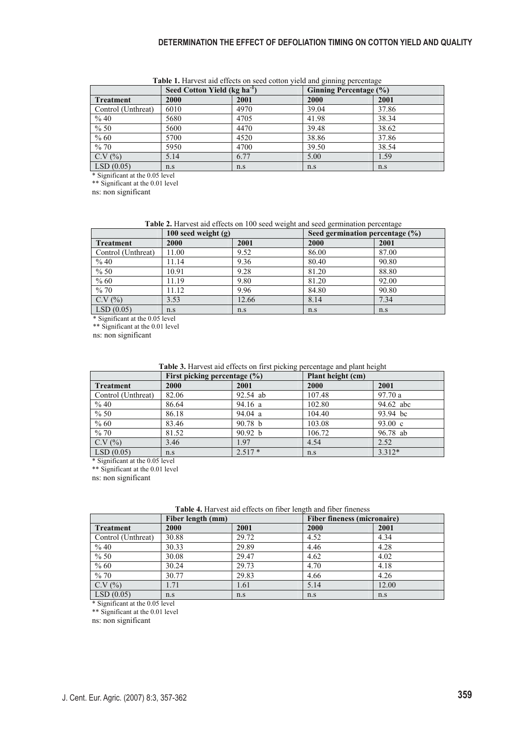**Table 1.** Harvest aid effects on seed cotton yield and ginning percentage

| | Seed Cotton Yield (kg ha$^{-1}$) | | Ginning Percentage (%) | |
|---|---|---|---|---|
| **Treatment** | **2000** | **2001** | **2000** | **2001** |
| Control (Unthreat) | 6010 | 4970 | 39.04 | 37.86 |
| % 40 | 5680 | 4705 | 41.98 | 38.34 |
| % 50 | 5600 | 4470 | 39.48 | 38.62 |
| % 60 | 5700 | 4520 | 38.86 | 37.86 |
| % 70 | 5950 | 4700 | 39.50 | 38.54 |
| C.V (%) | 5.14 | 6.77 | 5.00 | 1.59 |
| LSD (0.05) | n.s | n.s | n.s | n.s |

\* Significant at the 0.05 level
\*\* Significant at the 0.01 level
ns: non significant

**Table 2.** Harvest aid effects on 100 seed weight and seed germination percentage

| | 100 seed weight (g) | | Seed germination percentage (%) | |
|---|---|---|---|---|
| **Treatment** | **2000** | **2001** | **2000** | **2001** |
| Control (Unthreat) | 11.00 | 9.52 | 86.00 | 87.00 |
| % 40 | 11.14 | 9.36 | 80.40 | 90.80 |
| % 50 | 10.91 | 9.28 | 81.20 | 88.80 |
| % 60 | 11.19 | 9.80 | 81.20 | 92.00 |
| % 70 | 11.12 | 9.96 | 84.80 | 90.80 |
| C.V (%) | 3.53 | 12.66 | 8.14 | 7.34 |
| LSD (0.05) | n.s | n.s | n.s | n.s |

\* Significant at the 0.05 level
\*\* Significant at the 0.01 level
ns: non significant

**Table 3.** Harvest aid effects on first picking percentage and plant height

| | First picking percentage (%) | | Plant height (cm) | |
|---|---|---|---|---|
| **Treatment** | **2000** | **2001** | **2000** | **2001** |
| Control (Unthreat) | 82.06 | 92.54 ab | 107.48 | 97.70 a |
| % 40 | 86.64 | 94.16 a | 102.80 | 94.62 abc |
| % 50 | 86.18 | 94.04 a | 104.40 | 93.94 bc |
| % 60 | 83.46 | 90.78 b | 103.08 | 93.00 c |
| % 70 | 81.52 | 90.92 b | 106.72 | 96.78 ab |
| C.V (%) | 3.46 | 1.97 | 4.54 | 2.52 |
| LSD (0.05) | n.s | 2.517 * | n.s | 3.312* |

\* Significant at the 0.05 level
\*\* Significant at the 0.01 level
ns: non significant

**Table 4.** Harvest aid effects on fiber length and fiber fineness

| | Fiber length (mm) | | Fiber fineness (micronaire) | |
|---|---|---|---|---|
| **Treatment** | **2000** | **2001** | **2000** | **2001** |
| Control (Unthreat) | 30.88 | 29.72 | 4.52 | 4.34 |
| % 40 | 30.33 | 29.89 | 4.46 | 4.28 |
| % 50 | 30.08 | 29.47 | 4.62 | 4.02 |
| % 60 | 30.24 | 29.73 | 4.70 | 4.18 |
| % 70 | 30.77 | 29.83 | 4.66 | 4.26 |
| C.V (%) | 1.71 | 1.61 | 5.14 | 12.00 |
| LSD (0.05) | n.s | n.s | n.s | n.s |

\* Significant at the 0.05 level
\*\* Significant at the 0.01 level
ns: non significant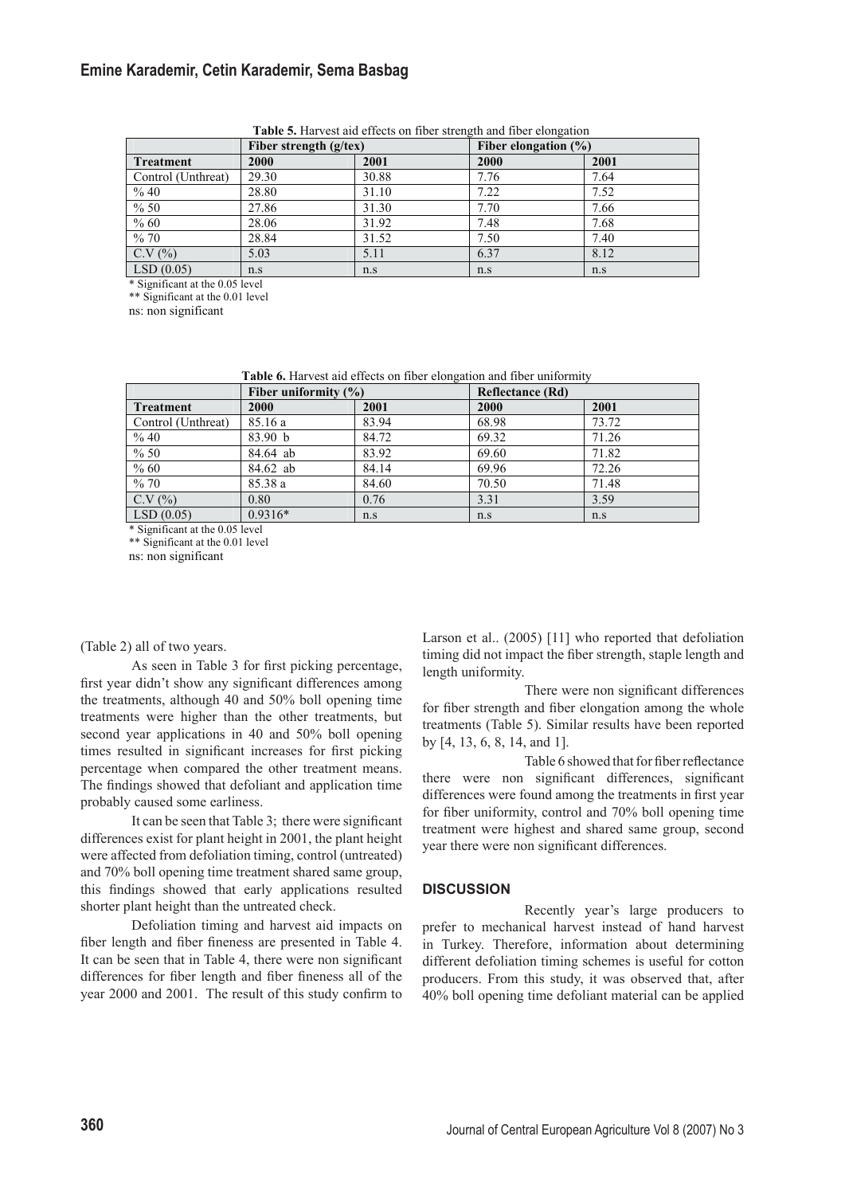**Table 5.** Harvest aid effects on fiber strength and fiber elongation

| | Fiber strength (g/tex) | | Fiber elongation (%) | |
|---|---|---|---|---|
| **Treatment** | **2000** | **2001** | **2000** | **2001** |
| Control (Unthreat) | 29.30 | 30.88 | 7.76 | 7.64 |
| % 40 | 28.80 | 31.10 | 7.22 | 7.52 |
| % 50 | 27.86 | 31.30 | 7.70 | 7.66 |
| % 60 | 28.06 | 31.92 | 7.48 | 7.68 |
| % 70 | 28.84 | 31.52 | 7.50 | 7.40 |
| C.V (%) | 5.03 | 5.11 | 6.37 | 8.12 |
| LSD (0.05) | n.s | n.s | n.s | n.s |

* Significant at the 0.05 level
** Significant at the 0.01 level
ns: non significant

**Table 6.** Harvest aid effects on fiber elongation and fiber uniformity

| | Fiber uniformity (%) | | Reflectance (Rd) | |
|---|---|---|---|---|
| **Treatment** | **2000** | **2001** | **2000** | **2001** |
| Control (Unthreat) | 85.16 a | 83.94 | 68.98 | 73.72 |
| % 40 | 83.90 b | 84.72 | 69.32 | 71.26 |
| % 50 | 84.64 ab | 83.92 | 69.60 | 71.82 |
| % 60 | 84.62 ab | 84.14 | 69.96 | 72.26 |
| % 70 | 85.38 a | 84.60 | 70.50 | 71.48 |
| C.V (%) | 0.80 | 0.76 | 3.31 | 3.59 |
| LSD (0.05) | 0.9316* | n.s | n.s | n.s |

* Significant at the 0.05 level
** Significant at the 0.01 level
ns: non significant

(Table 2) all of two years.

As seen in Table 3 for first picking percentage, first year didn't show any significant differences among the treatments, although 40 and 50% boll opening time treatments were higher than the other treatments, but second year applications in 40 and 50% boll opening times resulted in significant increases for first picking percentage when compared the other treatment means. The findings showed that defoliant and application time probably caused some earliness.

It can be seen that Table 3; there were significant differences exist for plant height in 2001, the plant height were affected from defoliation timing, control (untreated) and 70% boll opening time treatment shared same group, this findings showed that early applications resulted shorter plant height than the untreated check.

Defoliation timing and harvest aid impacts on fiber length and fiber fineness are presented in Table 4. It can be seen that in Table 4, there were non significant differences for fiber length and fiber fineness all of the year 2000 and 2001. The result of this study confirm to Larson et al.. (2005) [11] who reported that defoliation timing did not impact the fiber strength, staple length and length uniformity.

There were non significant differences for fiber strength and fiber elongation among the whole treatments (Table 5). Similar results have been reported by [4, 13, 6, 8, 14, and 1].

Table 6 showed that for fiber reflectance there were non significant differences, significant differences were found among the treatments in first year for fiber uniformity, control and 70% boll opening time treatment were highest and shared same group, second year there were non significant differences.

## DISCUSSION

Recently year's large producers to prefer to mechanical harvest instead of hand harvest in Turkey. Therefore, information about determining different defoliation timing schemes is useful for cotton producers. From this study, it was observed that, after 40% boll opening time defoliant material can be applied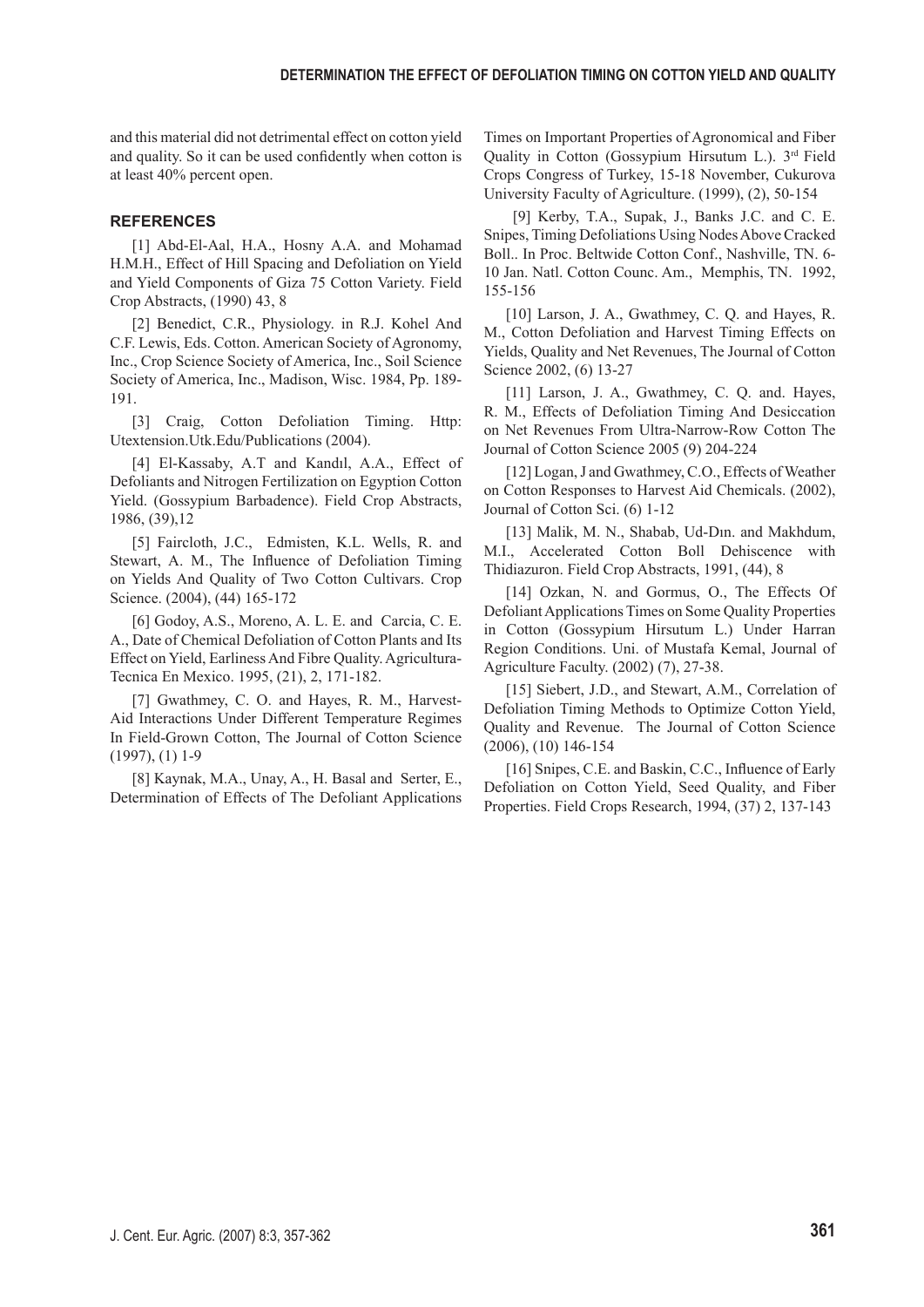and this material did not detrimental effect on cotton yield and quality. So it can be used confidently when cotton is at least 40% percent open.

## REFERENCES

[1] Abd-El-Aal, H.A., Hosny A.A. and Mohamad H.M.H., Effect of Hill Spacing and Defoliation on Yield and Yield Components of Giza 75 Cotton Variety. Field Crop Abstracts, (1990) 43, 8

[2] Benedict, C.R., Physiology. in R.J. Kohel And C.F. Lewis, Eds. Cotton. American Society of Agronomy, Inc., Crop Science Society of America, Inc., Soil Science Society of America, Inc., Madison, Wisc. 1984, Pp. 189-191.

[3] Craig, Cotton Defoliation Timing. Http: Utextension.Utk.Edu/Publications (2004).

[4] El-Kassaby, A.T and Kandıl, A.A., Effect of Defoliants and Nitrogen Fertilization on Egyption Cotton Yield. (Gossypium Barbadence). Field Crop Abstracts, 1986, (39),12

[5] Faircloth, J.C., Edmisten, K.L. Wells, R. and Stewart, A. M., The Influence of Defoliation Timing on Yields And Quality of Two Cotton Cultivars. Crop Science. (2004), (44) 165-172

[6] Godoy, A.S., Moreno, A. L. E. and Carcia, C. E. A., Date of Chemical Defoliation of Cotton Plants and Its Effect on Yield, Earliness And Fibre Quality. Agricultura-Tecnica En Mexico. 1995, (21), 2, 171-182.

[7] Gwathmey, C. O. and Hayes, R. M., Harvest-Aid Interactions Under Different Temperature Regimes In Field-Grown Cotton, The Journal of Cotton Science (1997), (1) 1-9

[8] Kaynak, M.A., Unay, A., H. Basal and Serter, E., Determination of Effects of The Defoliant Applications Times on Important Properties of Agronomical and Fiber Quality in Cotton (Gossypium Hirsutum L.). 3rd Field Crops Congress of Turkey, 15-18 November, Cukurova University Faculty of Agriculture. (1999), (2), 50-154

[9] Kerby, T.A., Supak, J., Banks J.C. and C. E. Snipes, Timing Defoliations Using Nodes Above Cracked Boll.. In Proc. Beltwide Cotton Conf., Nashville, TN. 6-10 Jan. Natl. Cotton Counc. Am., Memphis, TN. 1992, 155-156

[10] Larson, J. A., Gwathmey, C. Q. and Hayes, R. M., Cotton Defoliation and Harvest Timing Effects on Yields, Quality and Net Revenues, The Journal of Cotton Science 2002, (6) 13-27

[11] Larson, J. A., Gwathmey, C. Q. and. Hayes, R. M., Effects of Defoliation Timing And Desiccation on Net Revenues From Ultra-Narrow-Row Cotton The Journal of Cotton Science 2005 (9) 204-224

[12] Logan, J and Gwathmey, C.O., Effects of Weather on Cotton Responses to Harvest Aid Chemicals. (2002), Journal of Cotton Sci. (6) 1-12

[13] Malik, M. N., Shabab, Ud-Dın. and Makhdum, M.I., Accelerated Cotton Boll Dehiscence with Thidiazuron. Field Crop Abstracts, 1991, (44), 8

[14] Ozkan, N. and Gormus, O., The Effects Of Defoliant Applications Times on Some Quality Properties in Cotton (Gossypium Hirsutum L.) Under Harran Region Conditions. Uni. of Mustafa Kemal, Journal of Agriculture Faculty. (2002) (7), 27-38.

[15] Siebert, J.D., and Stewart, A.M., Correlation of Defoliation Timing Methods to Optimize Cotton Yield, Quality and Revenue. The Journal of Cotton Science (2006), (10) 146-154

[16] Snipes, C.E. and Baskin, C.C., Influence of Early Defoliation on Cotton Yield, Seed Quality, and Fiber Properties. Field Crops Research, 1994, (37) 2, 137-143